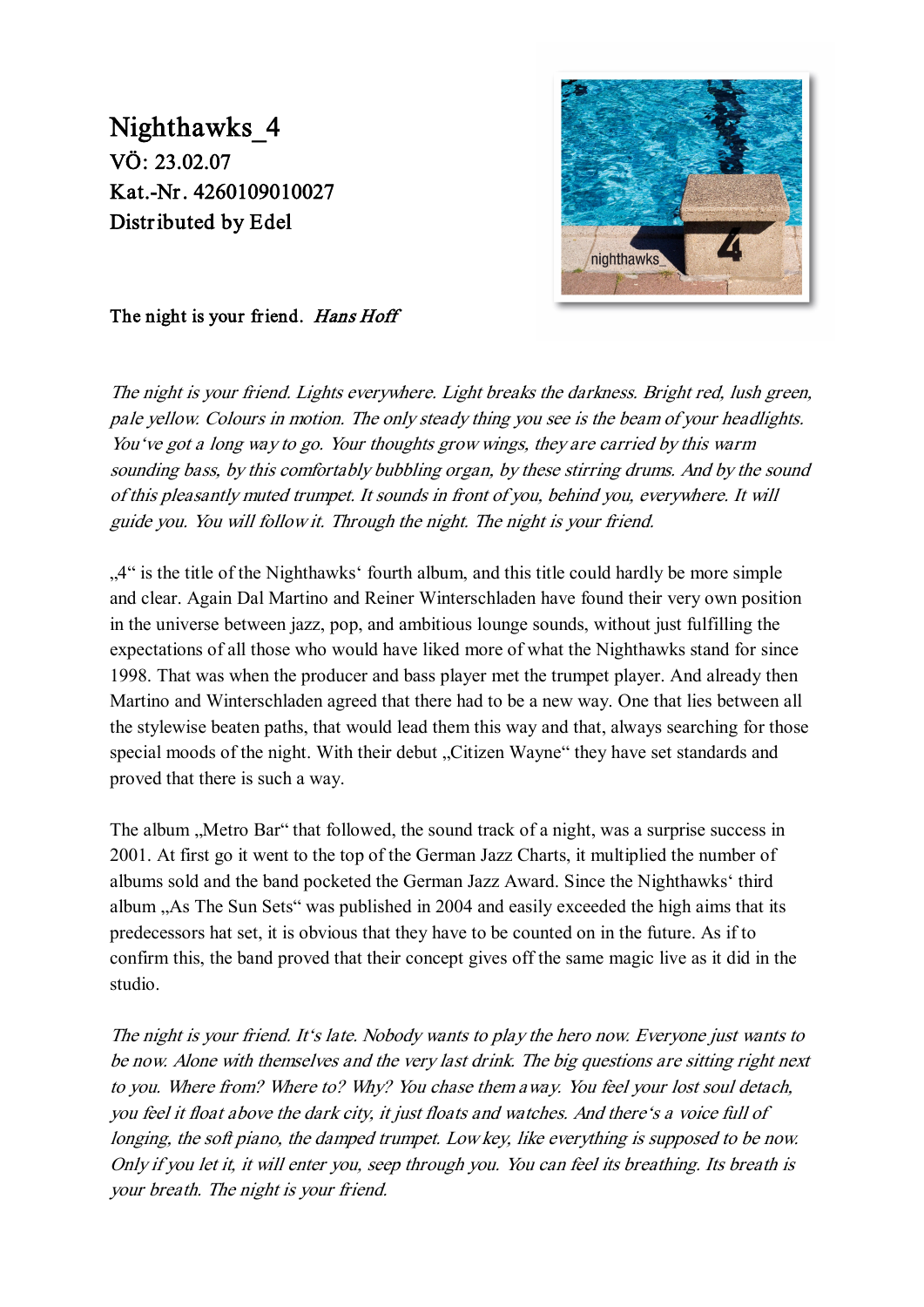# Nighthawks_4

**VÖ: 23.02.07**
**Kat.-Nr. 4260109010027**
**Distributed by Edel**

**The night is your friend.** ***Hans Hoff***

*The night is your friend. Lights everywhere. Light breaks the darkness. Bright red, lush green, pale yellow. Colours in motion. The only steady thing you see is the beam of your headlights. You've got a long way to go. Your thoughts grow wings, they are carried by this warm sounding bass, by this comfortably bubbling organ, by these stirring drums. And by the sound of this pleasantly muted trumpet. It sounds in front of you, behind you, everywhere. It will guide you. You will follow it. Through the night. The night is your friend.*

„4" is the title of the Nighthawks' fourth album, and this title could hardly be more simple and clear. Again Dal Martino and Reiner Winterschladen have found their very own position in the universe between jazz, pop, and ambitious lounge sounds, without just fulfilling the expectations of all those who would have liked more of what the Nighthawks stand for since 1998. That was when the producer and bass player met the trumpet player. And already then Martino and Winterschladen agreed that there had to be a new way. One that lies between all the stylewise beaten paths, that would lead them this way and that, always searching for those special moods of the night. With their debut „Citizen Wayne" they have set standards and proved that there is such a way.

The album „Metro Bar" that followed, the sound track of a night, was a surprise success in 2001. At first go it went to the top of the German Jazz Charts, it multiplied the number of albums sold and the band pocketed the German Jazz Award. Since the Nighthawks' third album „As The Sun Sets" was published in 2004 and easily exceeded the high aims that its predecessors hat set, it is obvious that they have to be counted on in the future. As if to confirm this, the band proved that their concept gives off the same magic live as it did in the studio.

*The night is your friend. It's late. Nobody wants to play the hero now. Everyone just wants to be now. Alone with themselves and the very last drink. The big questions are sitting right next to you. Where from? Where to? Why? You chase them away. You feel your lost soul detach, you feel it float above the dark city, it just floats and watches. And there's a voice full of longing, the soft piano, the damped trumpet. Low key, like everything is supposed to be now. Only if you let it, it will enter you, seep through you. You can feel its breathing. Its breath is your breath. The night is your friend.*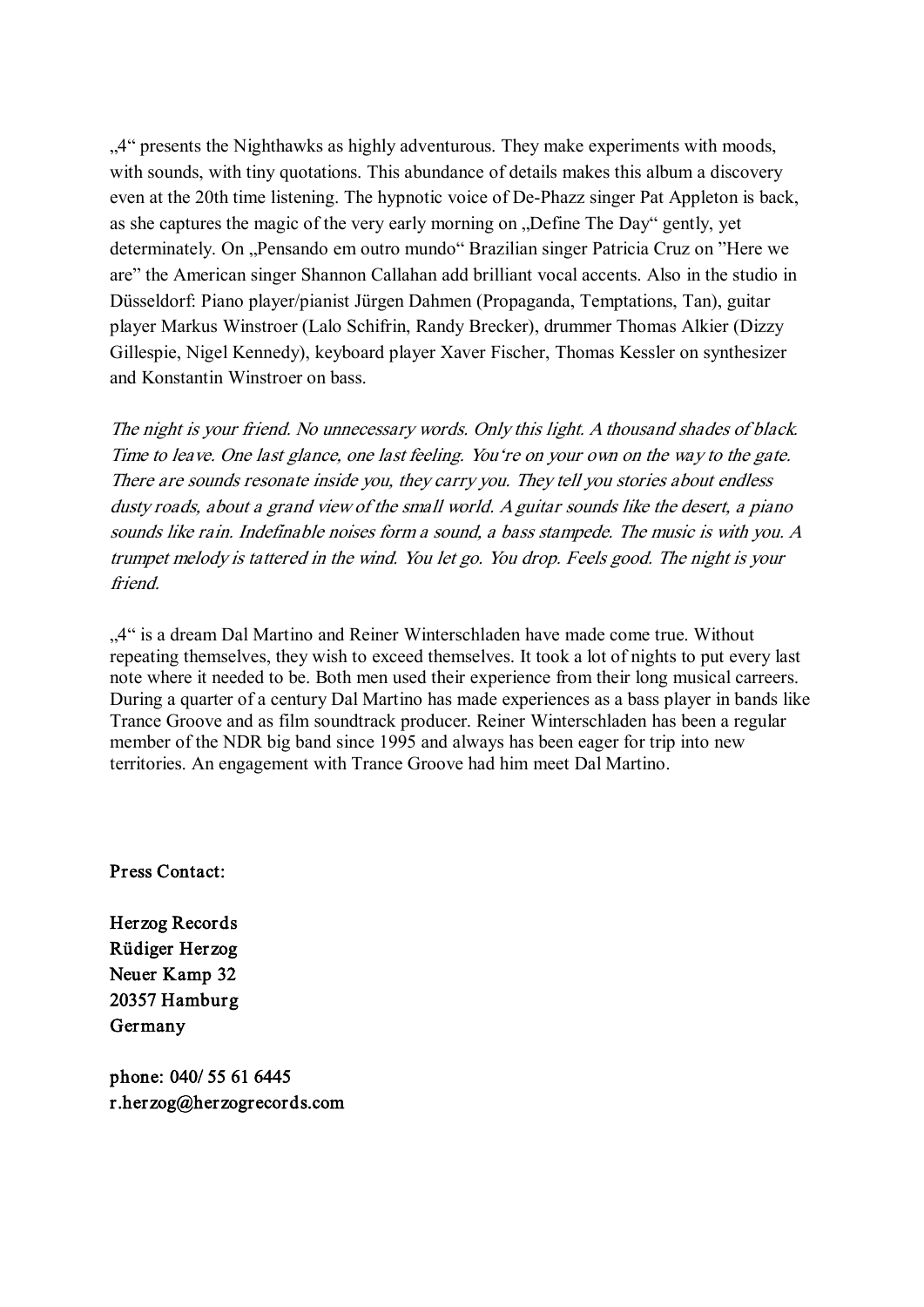„4“ presents the Nighthawks as highly adventurous. They make experiments with moods, with sounds, with tiny quotations. This abundance of details makes this album a discovery even at the 20th time listening. The hypnotic voice of De-Phazz singer Pat Appleton is back, as she captures the magic of the very early morning on „Define The Day“ gently, yet determinately. On „Pensando em outro mundo“ Brazilian singer Patricia Cruz on ”Here we are” the American singer Shannon Callahan add brilliant vocal accents. Also in the studio in Düsseldorf: Piano player/pianist Jürgen Dahmen (Propaganda, Temptations, Tan), guitar player Markus Winstroer (Lalo Schifrin, Randy Brecker), drummer Thomas Alkier (Dizzy Gillespie, Nigel Kennedy), keyboard player Xaver Fischer, Thomas Kessler on synthesizer and Konstantin Winstroer on bass.

*The night is your friend. No unnecessary words. Only this light. A thousand shades of black. Time to leave. One last glance, one last feeling. You‘re on your own on the way to the gate. There are sounds resonate inside you, they carry you. They tell you stories about endless dusty roads, about a grand view of the small world. A guitar sounds like the desert, a piano sounds like rain. Indefinable noises form a sound, a bass stampede. The music is with you. A trumpet melody is tattered in the wind. You let go. You drop. Feels good. The night is your friend.*

„4“ is a dream Dal Martino and Reiner Winterschladen have made come true. Without repeating themselves, they wish to exceed themselves. It took a lot of nights to put every last note where it needed to be. Both men used their experience from their long musical carreers. During a quarter of a century Dal Martino has made experiences as a bass player in bands like Trance Groove and as film soundtrack producer. Reiner Winterschladen has been a regular member of the NDR big band since 1995 and always has been eager for trip into new territories. An engagement with Trance Groove had him meet Dal Martino.

Press Contact:

Herzog Records
Rüdiger Herzog
Neuer Kamp 32
20357 Hamburg
Germany

phone: 040/ 55 61 6445
r.herzog@herzogrecords.com